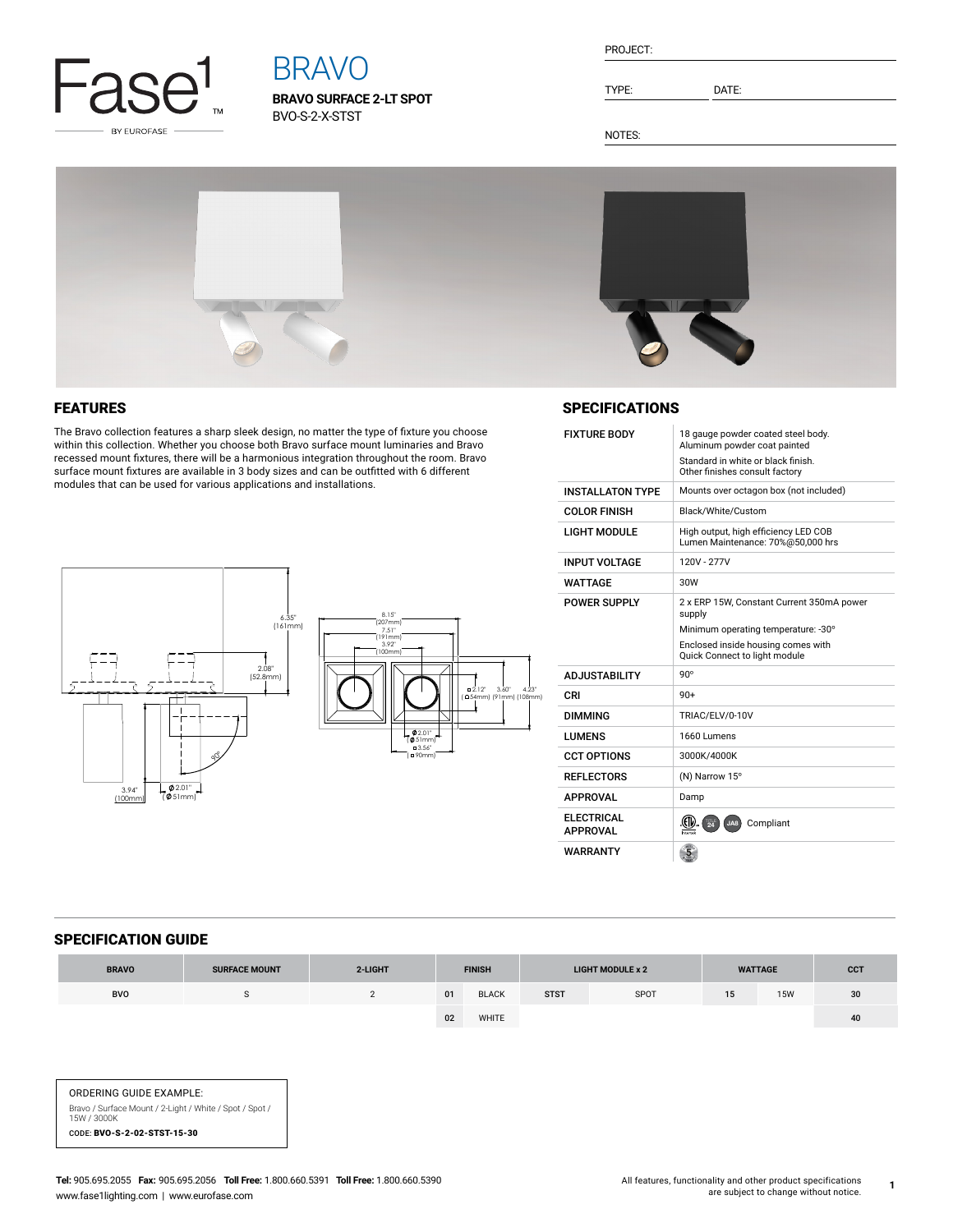# Fase¹ BY EUROFASE

# BRAVO

**BRAVO SURFACE 2-LT SPOT**
BVO-S-2-X-STST

PROJECT:

TYPE: DATE:

NOTES:

## FEATURES

The Bravo collection features a sharp sleek design, no matter the type of fixture you choose within this collection. Whether you choose both Bravo surface mount luminaries and Bravo recessed mount fixtures, there will be a harmonious integration throughout the room. Bravo surface mount fixtures are available in 3 body sizes and can be outfitted with 6 different modules that can be used for various applications and installations.

## SPECIFICATIONS

| | |
|---|---|
| FIXTURE BODY | 18 gauge powder coated steel body. Aluminum powder coat painted<br>Standard in white or black finish. Other finishes consult factory |
| INSTALLATON TYPE | Mounts over octagon box (not included) |
| COLOR FINISH | Black/White/Custom |
| LIGHT MODULE | High output, high efficiency LED COB<br>Lumen Maintenance: 70%@50,000 hrs |
| INPUT VOLTAGE | 120V - 277V |
| WATTAGE | 30W |
| POWER SUPPLY | 2 x ERP 15W, Constant Current 350mA power supply<br>Minimum operating temperature: -30°<br>Enclosed inside housing comes with Quick Connect to light module |
| ADJUSTABILITY | 90° |
| CRI | 90+ |
| DIMMING | TRIAC/ELV/0-10V |
| LUMENS | 1660 Lumens |
| CCT OPTIONS | 3000K/4000K |
| REFLECTORS | (N) Narrow 15° |
| APPROVAL | Damp |
| ELECTRICAL APPROVAL | Compliant |
| WARRANTY | |

## SPECIFICATION GUIDE

| BRAVO | SURFACE MOUNT | 2-LIGHT | FINISH | | LIGHT MODULE x 2 | | WATTAGE | | CCT |
|---|---|---|---|---|---|---|---|---|---|
| BVO | S | 2 | 01 | BLACK | STST | SPOT | 15 | 15W | 30 |
| | | | 02 | WHITE | | | | | 40 |

ORDERING GUIDE EXAMPLE:
Bravo / Surface Mount / 2-Light / White / Spot / Spot / 15W / 3000K
CODE: **BVO-S-2-02-STST-15-30**

**Tel:** 905.695.2055 **Fax:** 905.695.2056 **Toll Free:** 1.800.660.5391 **Toll Free:** 1.800.660.5390
www.fase1lighting.com | www.eurofase.com

All features, functionality and other product specifications are subject to change without notice.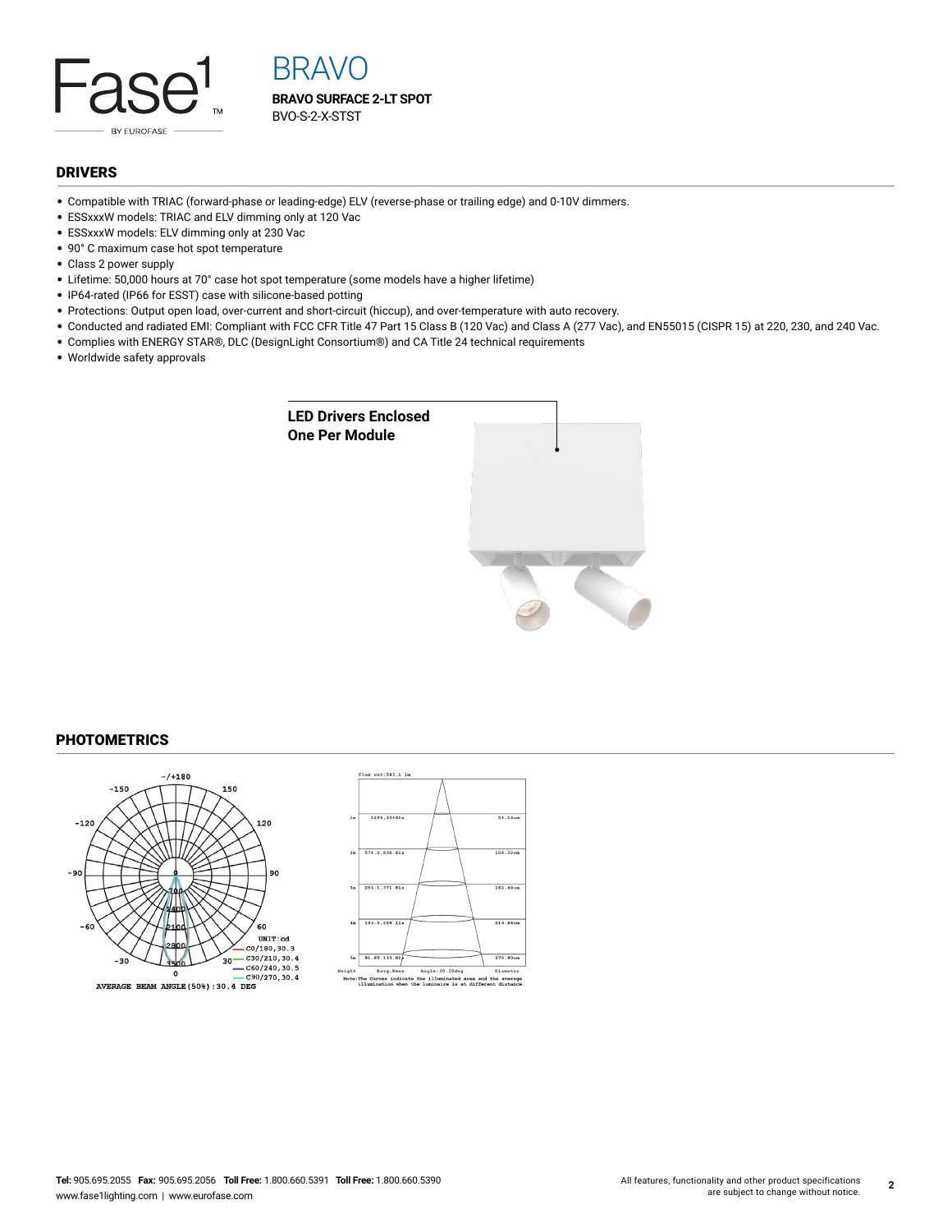# BRAVO

**BRAVO SURFACE 2-LT SPOT**

BVO-S-2-X-STST

## DRIVERS

- Compatible with TRIAC (forward-phase or leading-edge) ELV (reverse-phase or trailing edge) and 0-10V dimmers.
- ESSxxxW models: TRIAC and ELV dimming only at 120 Vac
- ESSxxxW models: ELV dimming only at 230 Vac
- 90° C maximum case hot spot temperature
- Class 2 power supply
- Lifetime: 50,000 hours at 70° case hot spot temperature (some models have a higher lifetime)
- IP64-rated (IP66 for ESST) case with silicone-based potting
- Protections: Output open load, over-current and short-circuit (hiccup), and over-temperature with auto recovery.
- Conducted and radiated EMI: Compliant with FCC CFR Title 47 Part 15 Class B (120 Vac) and Class A (277 Vac), and EN55015 (CISPR 15) at 220, 230, and 240 Vac.
- Complies with ENERGY STAR®, DLC (DesignLight Consortium®) and CA Title 24 technical requirements
- Worldwide safety approvals

**LED Drivers Enclosed One Per Module**

## PHOTOMETRICS

-/+180
-150
150
-120
120
-90
90
-60
60
-30
30
0
700
1400
2100
2800
3500
UNIT:cd
C0/180,30.3
C30/210,30.4
C60/240,30.5
C90/270,30.4
AVERAGE BEAM ANGLE(50%):30.4 DEG

Flux out:593.1 lm
1m 2296,3346lx 54.16cm
2m 574.0,836.6lx 108.32cm
3m 255.1,371.8lx 162.48cm
4m 143.5,209.1lx 216.64cm
5m 91.85,133.8lx 270.80cm
Height Eavg,Emax Angle:30.30deg Diameter
Note:The Curves indicate the illuminated area and the average illumination when the luminaire is at different distance.

**Tel:** 905.695.2055 **Fax:** 905.695.2056 **Toll Free:** 1.800.660.5391 **Toll Free:** 1.800.660.5390
www.fase1lighting.com | www.eurofase.com

All features, functionality and other product specifications are subject to change without notice.